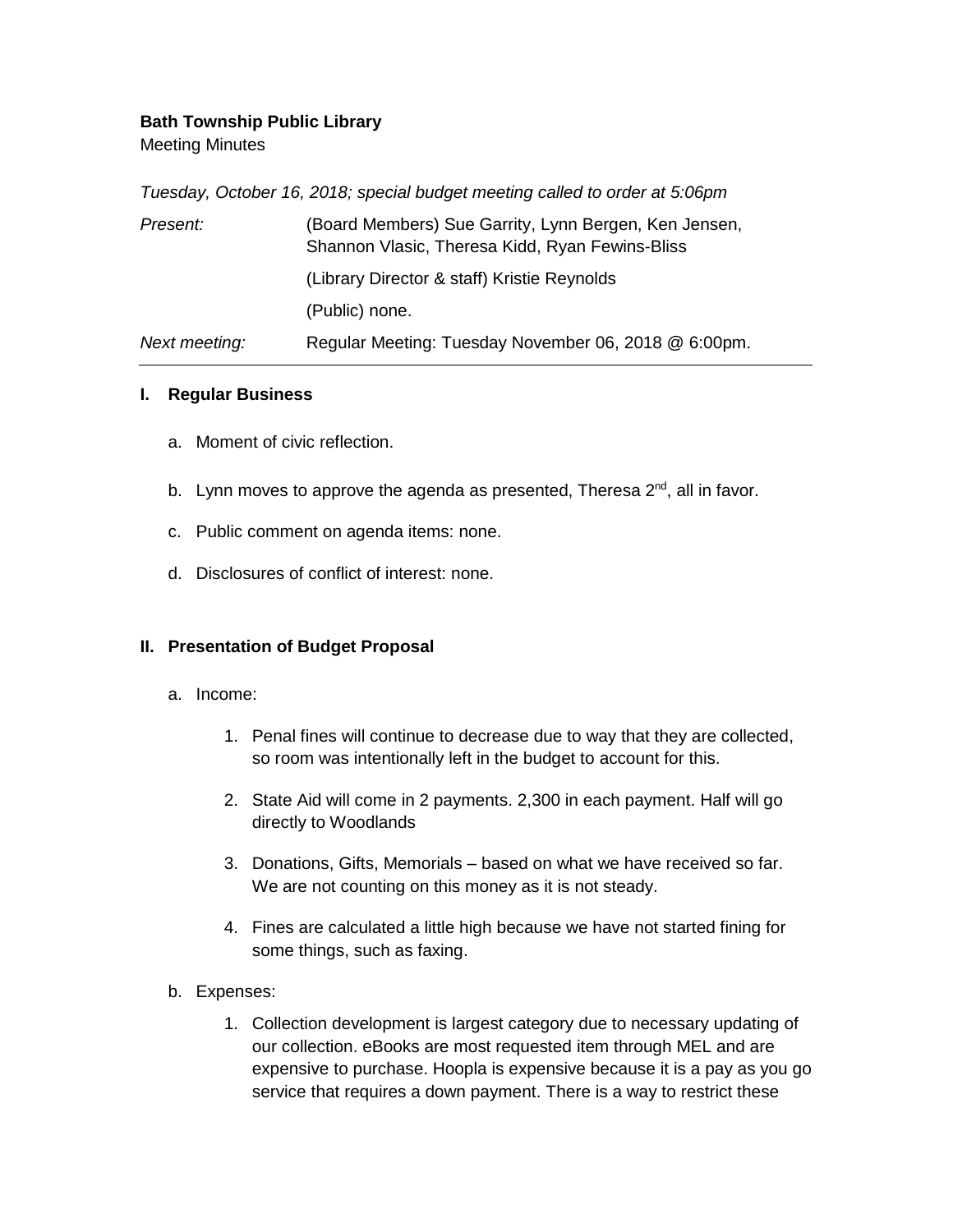**Bath Township Public Library**

Meeting Minutes

*Tuesday, October 16, 2018; special budget meeting called to order at 5:06pm*

| | |
|---|---|
| *Present:* | (Board Members) Sue Garrity, Lynn Bergen, Ken Jensen, Shannon Vlasic, Theresa Kidd, Ryan Fewins-Bliss |
| | (Library Director & staff) Kristie Reynolds |
| | (Public) none. |
| *Next meeting:* | Regular Meeting: Tuesday November 06, 2018 @ 6:00pm. |

## I. Regular Business

a. Moment of civic reflection.

b. Lynn moves to approve the agenda as presented, Theresa 2nd, all in favor.

c. Public comment on agenda items: none.

d. Disclosures of conflict of interest: none.

## II. Presentation of Budget Proposal

a. Income:

1. Penal fines will continue to decrease due to way that they are collected, so room was intentionally left in the budget to account for this.
2. State Aid will come in 2 payments. 2,300 in each payment. Half will go directly to Woodlands
3. Donations, Gifts, Memorials – based on what we have received so far. We are not counting on this money as it is not steady.
4. Fines are calculated a little high because we have not started fining for some things, such as faxing.

b. Expenses:

1. Collection development is largest category due to necessary updating of our collection. eBooks are most requested item through MEL and are expensive to purchase. Hoopla is expensive because it is a pay as you go service that requires a down payment. There is a way to restrict these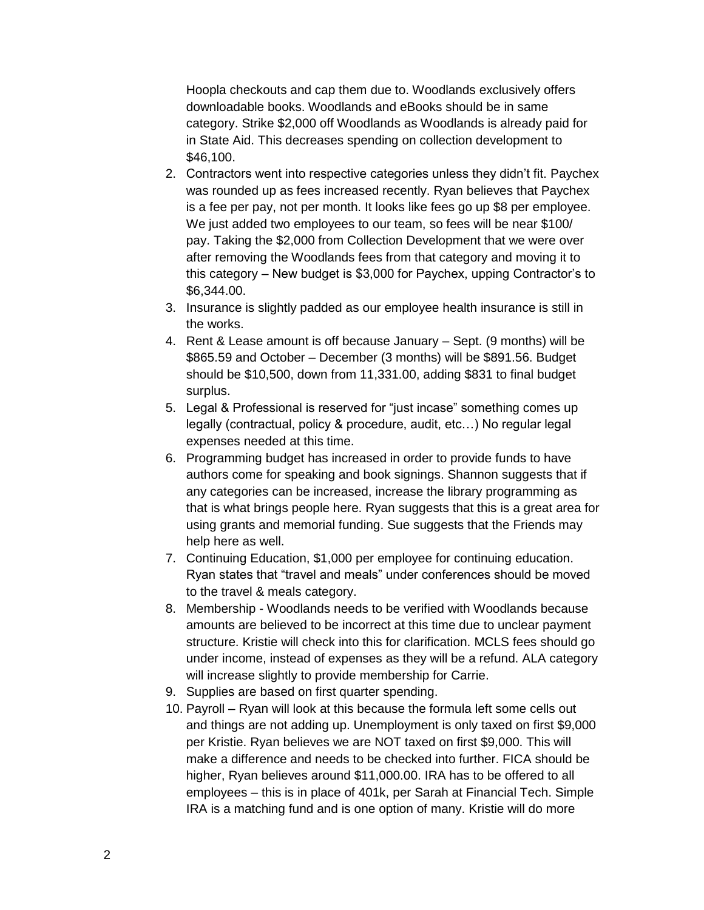Hoopla checkouts and cap them due to. Woodlands exclusively offers downloadable books. Woodlands and eBooks should be in same category. Strike $2,000 off Woodlands as Woodlands is already paid for in State Aid. This decreases spending on collection development to $46,100.

2. Contractors went into respective categories unless they didn't fit. Paychex was rounded up as fees increased recently. Ryan believes that Paychex is a fee per pay, not per month. It looks like fees go up $8 per employee. We just added two employees to our team, so fees will be near $100/ pay. Taking the $2,000 from Collection Development that we were over after removing the Woodlands fees from that category and moving it to this category – New budget is $3,000 for Paychex, upping Contractor's to $6,344.00.
3. Insurance is slightly padded as our employee health insurance is still in the works.
4. Rent & Lease amount is off because January – Sept. (9 months) will be $865.59 and October – December (3 months) will be $891.56. Budget should be $10,500, down from 11,331.00, adding $831 to final budget surplus.
5. Legal & Professional is reserved for "just incase" something comes up legally (contractual, policy & procedure, audit, etc…) No regular legal expenses needed at this time.
6. Programming budget has increased in order to provide funds to have authors come for speaking and book signings. Shannon suggests that if any categories can be increased, increase the library programming as that is what brings people here. Ryan suggests that this is a great area for using grants and memorial funding. Sue suggests that the Friends may help here as well.
7. Continuing Education, $1,000 per employee for continuing education. Ryan states that "travel and meals" under conferences should be moved to the travel & meals category.
8. Membership - Woodlands needs to be verified with Woodlands because amounts are believed to be incorrect at this time due to unclear payment structure. Kristie will check into this for clarification. MCLS fees should go under income, instead of expenses as they will be a refund. ALA category will increase slightly to provide membership for Carrie.
9. Supplies are based on first quarter spending.
10. Payroll – Ryan will look at this because the formula left some cells out and things are not adding up. Unemployment is only taxed on first $9,000 per Kristie. Ryan believes we are NOT taxed on first $9,000. This will make a difference and needs to be checked into further. FICA should be higher, Ryan believes around $11,000.00. IRA has to be offered to all employees – this is in place of 401k, per Sarah at Financial Tech. Simple IRA is a matching fund and is one option of many. Kristie will do more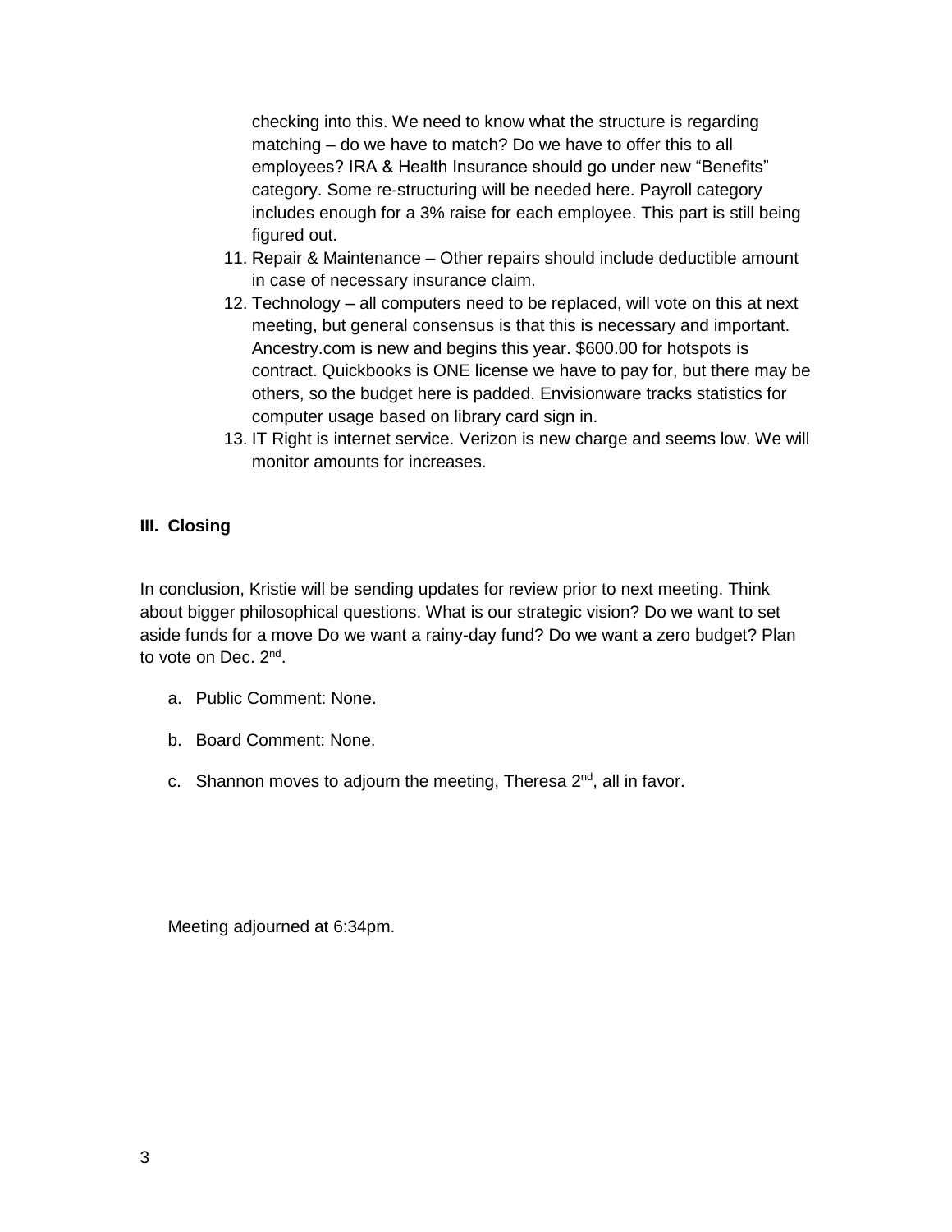checking into this. We need to know what the structure is regarding matching – do we have to match? Do we have to offer this to all employees? IRA & Health Insurance should go under new "Benefits" category. Some re-structuring will be needed here. Payroll category includes enough for a 3% raise for each employee. This part is still being figured out.

11. Repair & Maintenance – Other repairs should include deductible amount in case of necessary insurance claim.
12. Technology – all computers need to be replaced, will vote on this at next meeting, but general consensus is that this is necessary and important. Ancestry.com is new and begins this year. $600.00 for hotspots is contract. Quickbooks is ONE license we have to pay for, but there may be others, so the budget here is padded. Envisionware tracks statistics for computer usage based on library card sign in.
13. IT Right is internet service. Verizon is new charge and seems low. We will monitor amounts for increases.

### III. Closing

In conclusion, Kristie will be sending updates for review prior to next meeting. Think about bigger philosophical questions. What is our strategic vision? Do we want to set aside funds for a move Do we want a rainy-day fund? Do we want a zero budget? Plan to vote on Dec. 2nd.

a. Public Comment: None.

b. Board Comment: None.

c. Shannon moves to adjourn the meeting, Theresa 2nd, all in favor.

Meeting adjourned at 6:34pm.